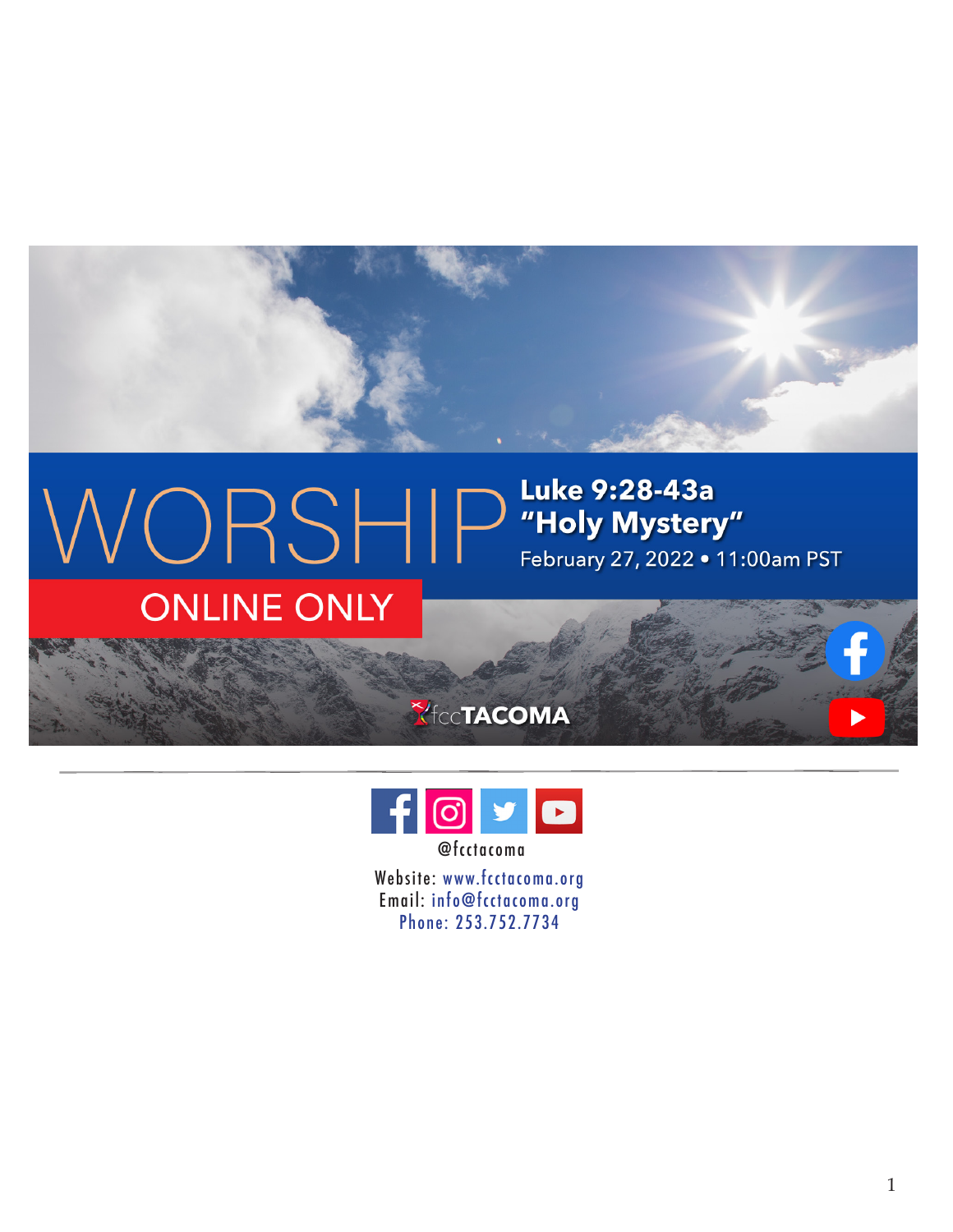# WORSHIP

**Luke 9:28-43a**

**"Holy Mystery"**

February 27, 2022 • 11:00am PST

ONLINE ONLY

fccTACOMA

---

@fcctacoma

Website: www.fcctacoma.org

Email: info@fcctacoma.org

Phone: 253.752.7734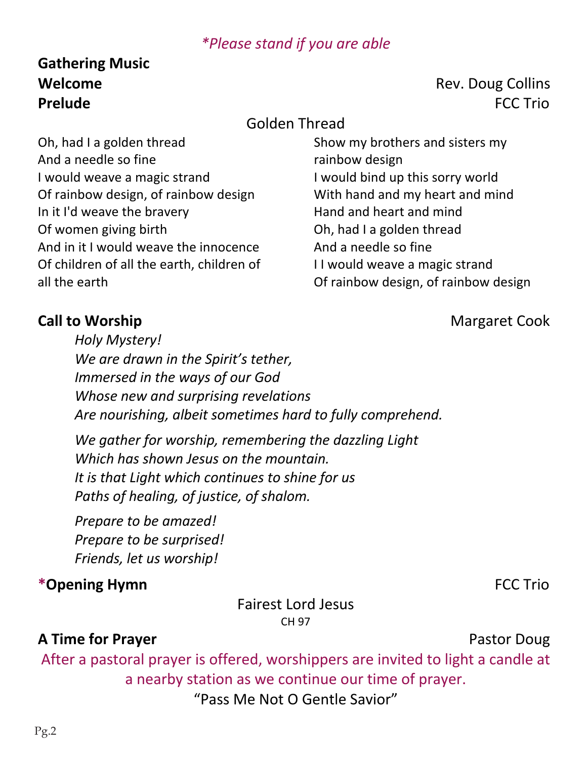*\*Please stand if you are able*

**Gathering Music**

**Welcome** — Rev. Doug Collins

**Prelude** — FCC Trio

Golden Thread

Oh, had I a golden thread
And a needle so fine
I would weave a magic strand
Of rainbow design, of rainbow design
In it I'd weave the bravery
Of women giving birth
And in it I would weave the innocence
Of children of all the earth, children of all the earth
Show my brothers and sisters my rainbow design
I would bind up this sorry world
With hand and my heart and mind
Hand and heart and mind
Oh, had I a golden thread
And a needle so fine
I I would weave a magic strand
Of rainbow design, of rainbow design

**Call to Worship** — Margaret Cook

*Holy Mystery!*
*We are drawn in the Spirit's tether,*
*Immersed in the ways of our God*
*Whose new and surprising revelations*
*Are nourishing, albeit sometimes hard to fully comprehend.*

*We gather for worship, remembering the dazzling Light*
*Which has shown Jesus on the mountain.*
*It is that Light which continues to shine for us*
*Paths of healing, of justice, of shalom.*

*Prepare to be amazed!*
*Prepare to be surprised!*
*Friends, let us worship!*

**\*Opening Hymn** — FCC Trio

Fairest Lord Jesus
CH 97

**A Time for Prayer** — Pastor Doug

After a pastoral prayer is offered, worshippers are invited to light a candle at a nearby station as we continue our time of prayer.

"Pass Me Not O Gentle Savior"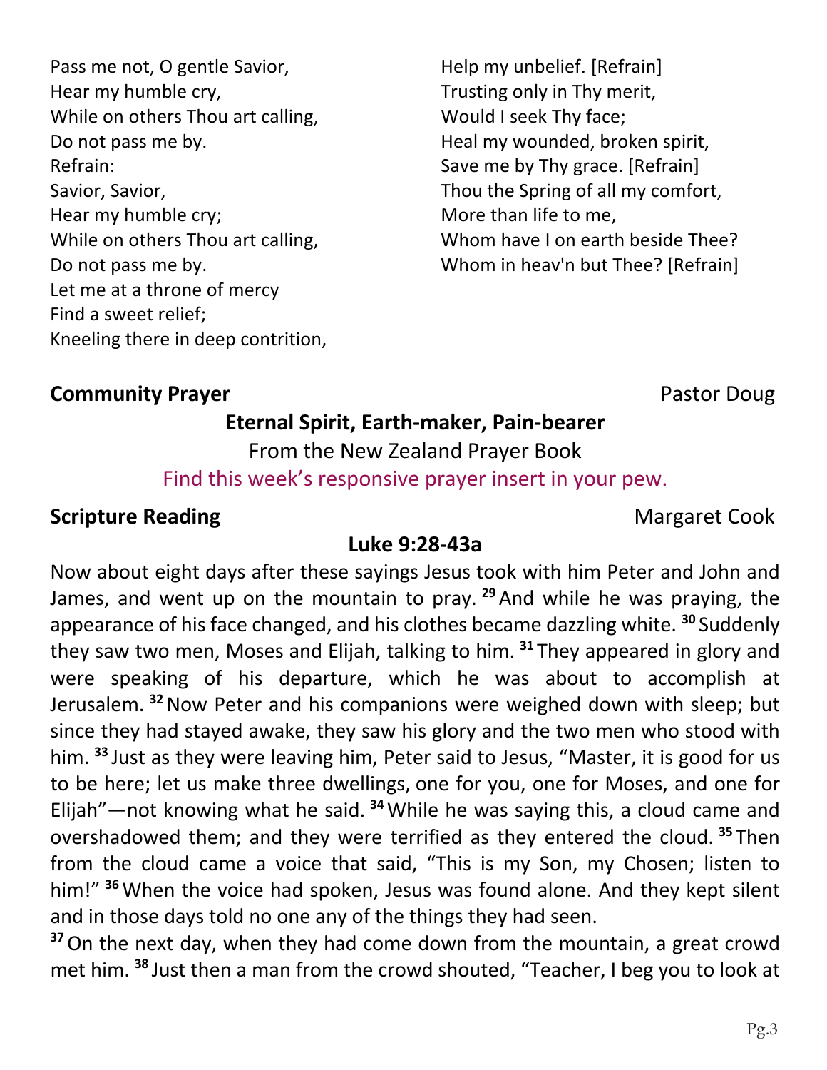Pass me not, O gentle Savior,
Hear my humble cry,
While on others Thou art calling,
Do not pass me by.
Refrain:
Savior, Savior,
Hear my humble cry;
While on others Thou art calling,
Do not pass me by.
Let me at a throne of mercy
Find a sweet relief;
Kneeling there in deep contrition,
Help my unbelief. [Refrain]
Trusting only in Thy merit,
Would I seek Thy face;
Heal my wounded, broken spirit,
Save me by Thy grace. [Refrain]
Thou the Spring of all my comfort,
More than life to me,
Whom have I on earth beside Thee?
Whom in heav'n but Thee? [Refrain]

**Community Prayer** Pastor Doug

**Eternal Spirit, Earth-maker, Pain-bearer**

From the New Zealand Prayer Book

Find this week's responsive prayer insert in your pew.

**Scripture Reading** Margaret Cook

**Luke 9:28-43a**

Now about eight days after these sayings Jesus took with him Peter and John and James, and went up on the mountain to pray. [29] And while he was praying, the appearance of his face changed, and his clothes became dazzling white. [30] Suddenly they saw two men, Moses and Elijah, talking to him. [31] They appeared in glory and were speaking of his departure, which he was about to accomplish at Jerusalem. [32] Now Peter and his companions were weighed down with sleep; but since they had stayed awake, they saw his glory and the two men who stood with him. [33] Just as they were leaving him, Peter said to Jesus, "Master, it is good for us to be here; let us make three dwellings, one for you, one for Moses, and one for Elijah"—not knowing what he said. [34] While he was saying this, a cloud came and overshadowed them; and they were terrified as they entered the cloud. [35] Then from the cloud came a voice that said, "This is my Son, my Chosen; listen to him!" [36] When the voice had spoken, Jesus was found alone. And they kept silent and in those days told no one any of the things they had seen.

[37] On the next day, when they had come down from the mountain, a great crowd met him. [38] Just then a man from the crowd shouted, "Teacher, I beg you to look at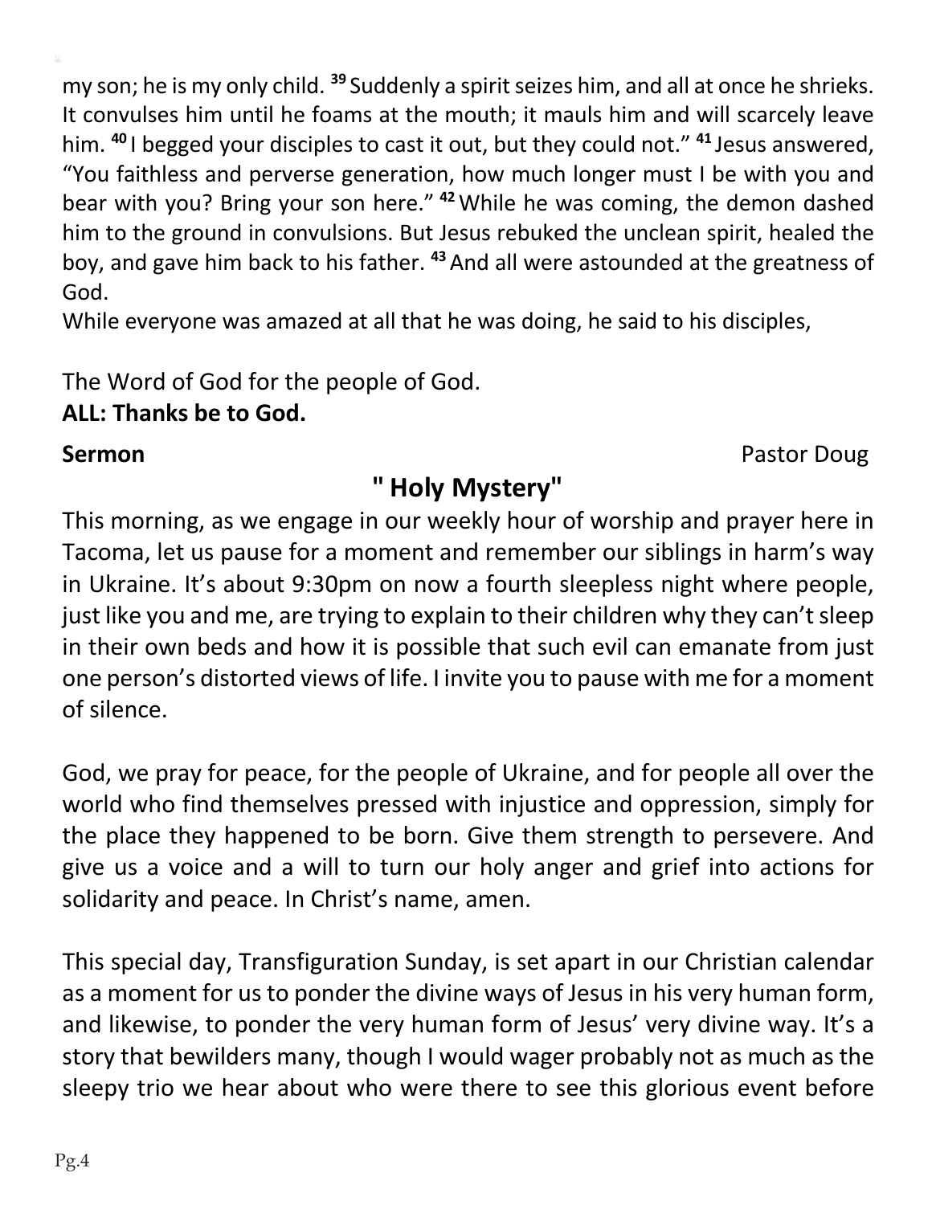my son; he is my only child. [39] Suddenly a spirit seizes him, and all at once he shrieks. It convulses him until he foams at the mouth; it mauls him and will scarcely leave him. [40] I begged your disciples to cast it out, but they could not." [41] Jesus answered, "You faithless and perverse generation, how much longer must I be with you and bear with you? Bring your son here." [42] While he was coming, the demon dashed him to the ground in convulsions. But Jesus rebuked the unclean spirit, healed the boy, and gave him back to his father. [43] And all were astounded at the greatness of God.
While everyone was amazed at all that he was doing, he said to his disciples,

The Word of God for the people of God.
**ALL: Thanks be to God.**

**Sermon** Pastor Doug

## " Holy Mystery"

This morning, as we engage in our weekly hour of worship and prayer here in Tacoma, let us pause for a moment and remember our siblings in harm's way in Ukraine. It's about 9:30pm on now a fourth sleepless night where people, just like you and me, are trying to explain to their children why they can't sleep in their own beds and how it is possible that such evil can emanate from just one person's distorted views of life. I invite you to pause with me for a moment of silence.

God, we pray for peace, for the people of Ukraine, and for people all over the world who find themselves pressed with injustice and oppression, simply for the place they happened to be born. Give them strength to persevere. And give us a voice and a will to turn our holy anger and grief into actions for solidarity and peace. In Christ's name, amen.

This special day, Transfiguration Sunday, is set apart in our Christian calendar as a moment for us to ponder the divine ways of Jesus in his very human form, and likewise, to ponder the very human form of Jesus' very divine way. It's a story that bewilders many, though I would wager probably not as much as the sleepy trio we hear about who were there to see this glorious event before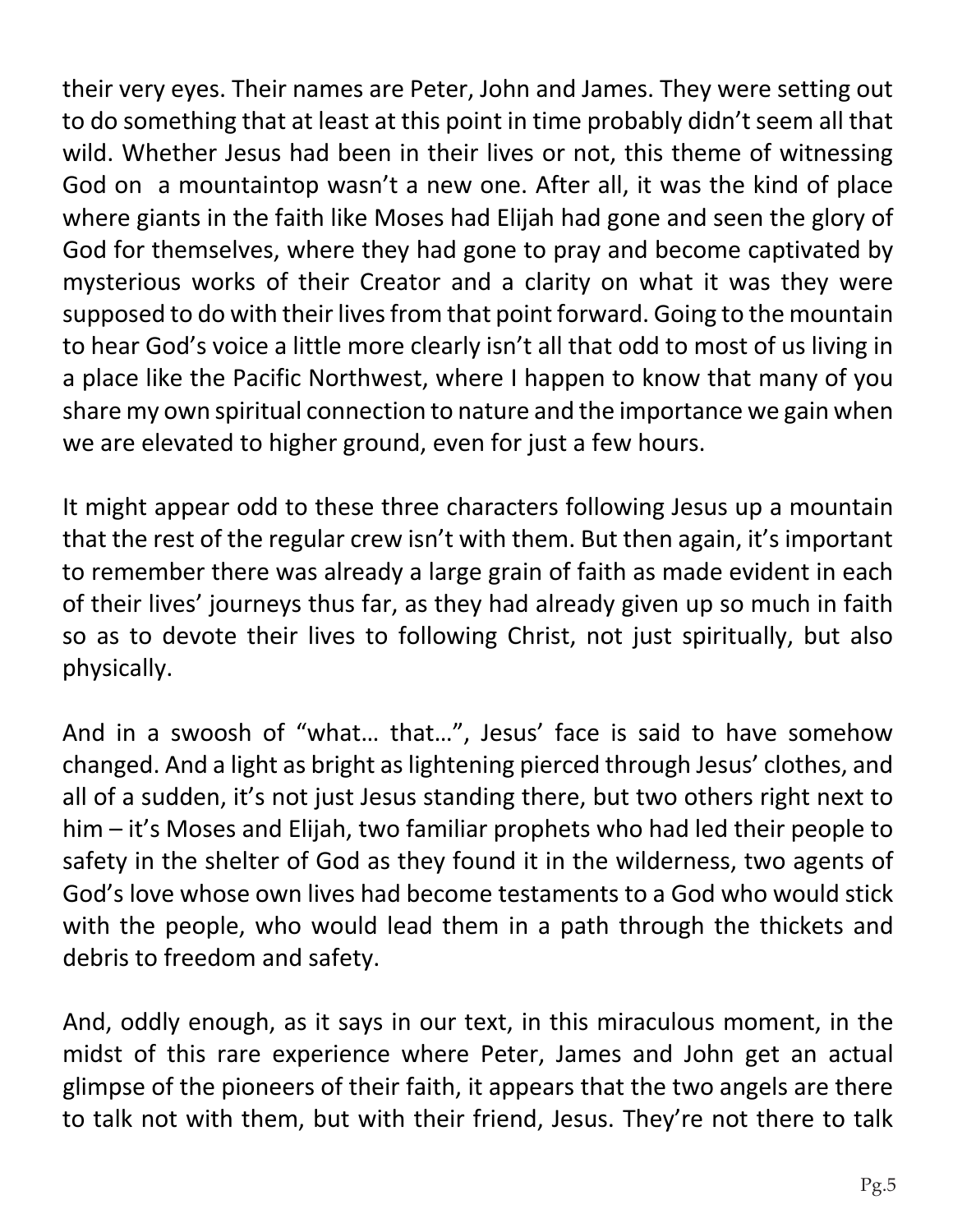their very eyes. Their names are Peter, John and James. They were setting out to do something that at least at this point in time probably didn't seem all that wild. Whether Jesus had been in their lives or not, this theme of witnessing God on a mountaintop wasn't a new one. After all, it was the kind of place where giants in the faith like Moses had Elijah had gone and seen the glory of God for themselves, where they had gone to pray and become captivated by mysterious works of their Creator and a clarity on what it was they were supposed to do with their lives from that point forward. Going to the mountain to hear God's voice a little more clearly isn't all that odd to most of us living in a place like the Pacific Northwest, where I happen to know that many of you share my own spiritual connection to nature and the importance we gain when we are elevated to higher ground, even for just a few hours.

It might appear odd to these three characters following Jesus up a mountain that the rest of the regular crew isn't with them. But then again, it's important to remember there was already a large grain of faith as made evident in each of their lives' journeys thus far, as they had already given up so much in faith so as to devote their lives to following Christ, not just spiritually, but also physically.

And in a swoosh of "what… that…", Jesus' face is said to have somehow changed. And a light as bright as lightening pierced through Jesus' clothes, and all of a sudden, it's not just Jesus standing there, but two others right next to him – it's Moses and Elijah, two familiar prophets who had led their people to safety in the shelter of God as they found it in the wilderness, two agents of God's love whose own lives had become testaments to a God who would stick with the people, who would lead them in a path through the thickets and debris to freedom and safety.

And, oddly enough, as it says in our text, in this miraculous moment, in the midst of this rare experience where Peter, James and John get an actual glimpse of the pioneers of their faith, it appears that the two angels are there to talk not with them, but with their friend, Jesus. They're not there to talk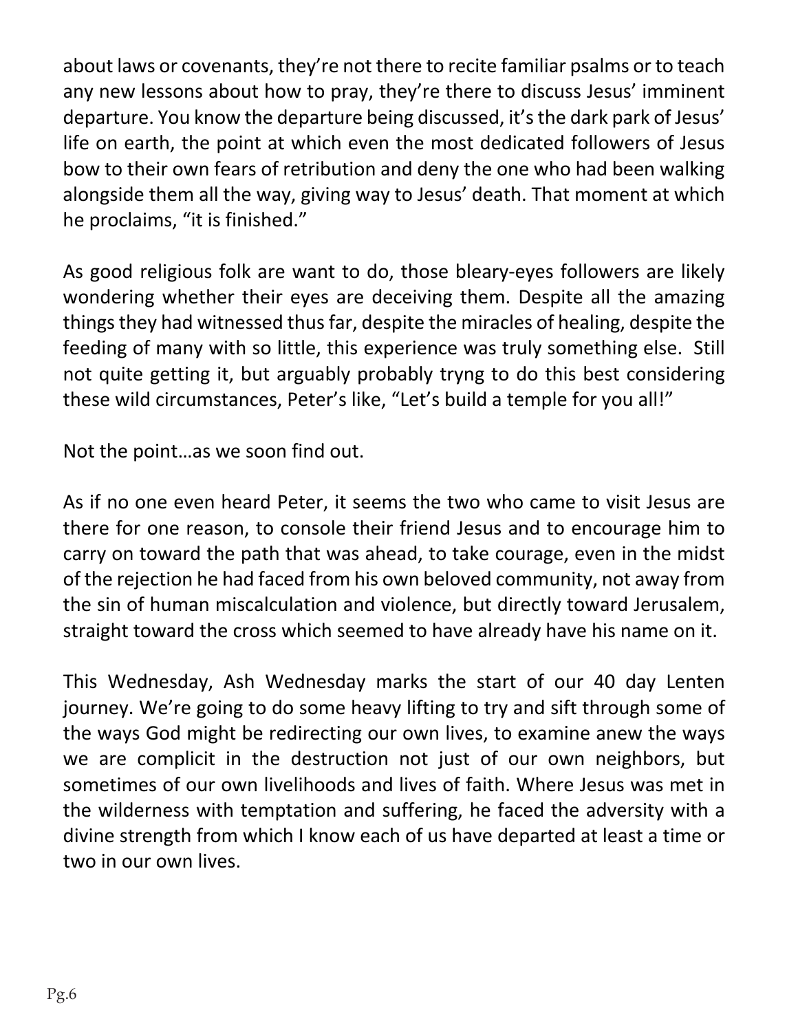about laws or covenants, they're not there to recite familiar psalms or to teach any new lessons about how to pray, they're there to discuss Jesus' imminent departure. You know the departure being discussed, it's the dark park of Jesus' life on earth, the point at which even the most dedicated followers of Jesus bow to their own fears of retribution and deny the one who had been walking alongside them all the way, giving way to Jesus' death. That moment at which he proclaims, "it is finished."

As good religious folk are want to do, those bleary-eyes followers are likely wondering whether their eyes are deceiving them. Despite all the amazing things they had witnessed thus far, despite the miracles of healing, despite the feeding of many with so little, this experience was truly something else. Still not quite getting it, but arguably probably tryng to do this best considering these wild circumstances, Peter's like, "Let's build a temple for you all!"

Not the point…as we soon find out.

As if no one even heard Peter, it seems the two who came to visit Jesus are there for one reason, to console their friend Jesus and to encourage him to carry on toward the path that was ahead, to take courage, even in the midst of the rejection he had faced from his own beloved community, not away from the sin of human miscalculation and violence, but directly toward Jerusalem, straight toward the cross which seemed to have already have his name on it.

This Wednesday, Ash Wednesday marks the start of our 40 day Lenten journey. We're going to do some heavy lifting to try and sift through some of the ways God might be redirecting our own lives, to examine anew the ways we are complicit in the destruction not just of our own neighbors, but sometimes of our own livelihoods and lives of faith. Where Jesus was met in the wilderness with temptation and suffering, he faced the adversity with a divine strength from which I know each of us have departed at least a time or two in our own lives.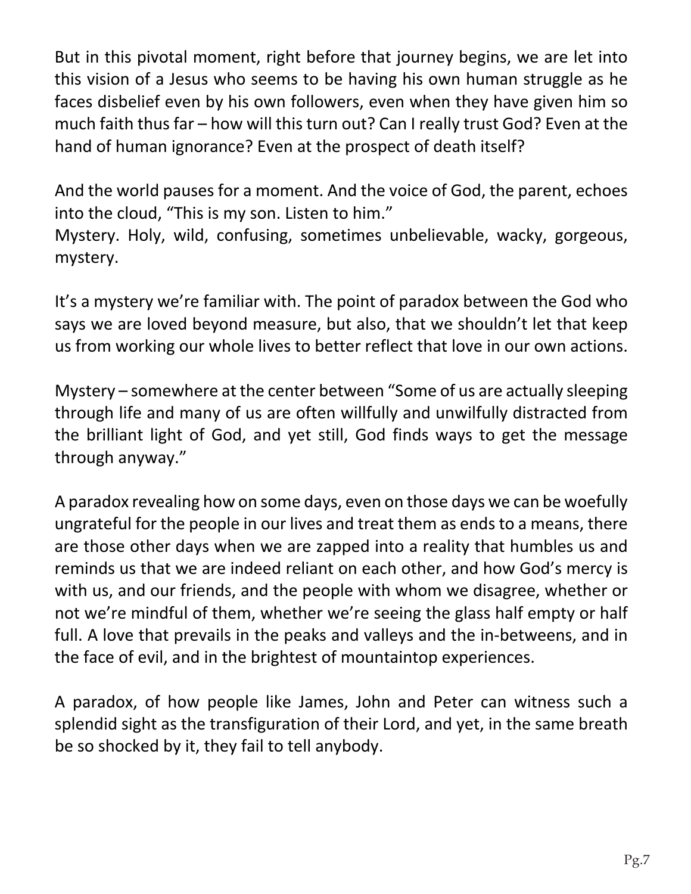But in this pivotal moment, right before that journey begins, we are let into this vision of a Jesus who seems to be having his own human struggle as he faces disbelief even by his own followers, even when they have given him so much faith thus far – how will this turn out? Can I really trust God? Even at the hand of human ignorance? Even at the prospect of death itself?

And the world pauses for a moment. And the voice of God, the parent, echoes into the cloud, "This is my son. Listen to him."
Mystery. Holy, wild, confusing, sometimes unbelievable, wacky, gorgeous, mystery.

It's a mystery we're familiar with. The point of paradox between the God who says we are loved beyond measure, but also, that we shouldn't let that keep us from working our whole lives to better reflect that love in our own actions.

Mystery – somewhere at the center between "Some of us are actually sleeping through life and many of us are often willfully and unwilfully distracted from the brilliant light of God, and yet still, God finds ways to get the message through anyway."

A paradox revealing how on some days, even on those days we can be woefully ungrateful for the people in our lives and treat them as ends to a means, there are those other days when we are zapped into a reality that humbles us and reminds us that we are indeed reliant on each other, and how God's mercy is with us, and our friends, and the people with whom we disagree, whether or not we're mindful of them, whether we're seeing the glass half empty or half full. A love that prevails in the peaks and valleys and the in-betweens, and in the face of evil, and in the brightest of mountaintop experiences.

A paradox, of how people like James, John and Peter can witness such a splendid sight as the transfiguration of their Lord, and yet, in the same breath be so shocked by it, they fail to tell anybody.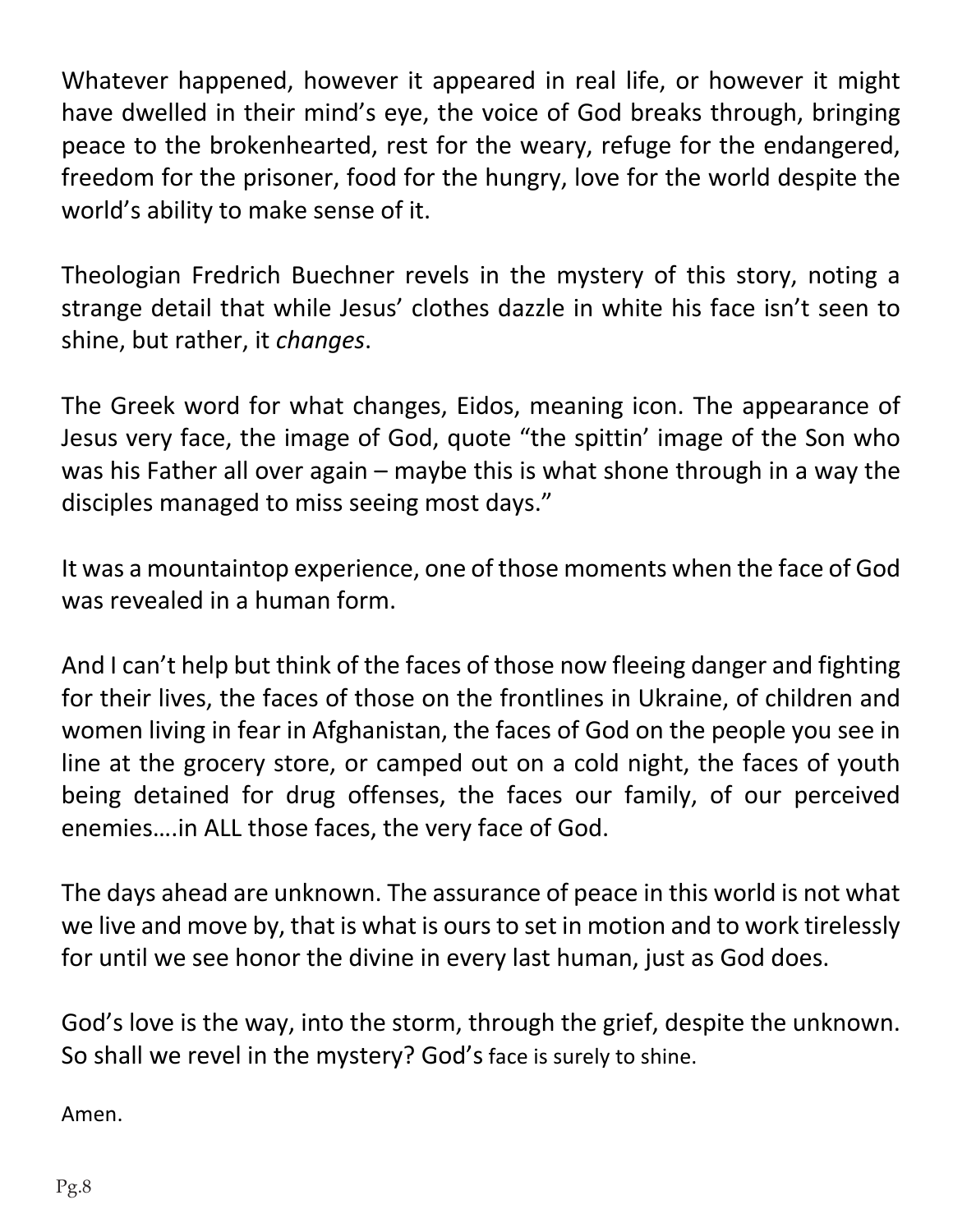Whatever happened, however it appeared in real life, or however it might have dwelled in their mind's eye, the voice of God breaks through, bringing peace to the brokenhearted, rest for the weary, refuge for the endangered, freedom for the prisoner, food for the hungry, love for the world despite the world's ability to make sense of it.

Theologian Fredrich Buechner revels in the mystery of this story, noting a strange detail that while Jesus' clothes dazzle in white his face isn't seen to shine, but rather, it *changes*.

The Greek word for what changes, Eidos, meaning icon. The appearance of Jesus very face, the image of God, quote "the spittin' image of the Son who was his Father all over again – maybe this is what shone through in a way the disciples managed to miss seeing most days."

It was a mountaintop experience, one of those moments when the face of God was revealed in a human form.

And I can't help but think of the faces of those now fleeing danger and fighting for their lives, the faces of those on the frontlines in Ukraine, of children and women living in fear in Afghanistan, the faces of God on the people you see in line at the grocery store, or camped out on a cold night, the faces of youth being detained for drug offenses, the faces our family, of our perceived enemies….in ALL those faces, the very face of God.

The days ahead are unknown. The assurance of peace in this world is not what we live and move by, that is what is ours to set in motion and to work tirelessly for until we see honor the divine in every last human, just as God does.

God's love is the way, into the storm, through the grief, despite the unknown. So shall we revel in the mystery? God's face is surely to shine.

Amen.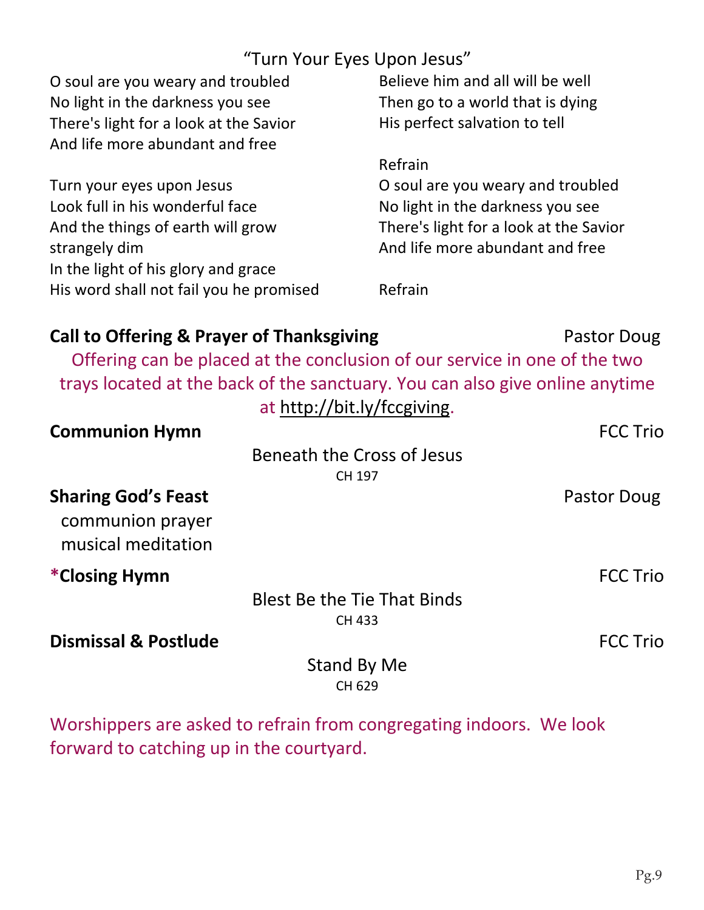"Turn Your Eyes Upon Jesus"

O soul are you weary and troubled
No light in the darkness you see
There's light for a look at the Savior
And life more abundant and free

Turn your eyes upon Jesus
Look full in his wonderful face
And the things of earth will grow strangely dim
In the light of his glory and grace

His word shall not fail you he promised
Believe him and all will be well
Then go to a world that is dying
His perfect salvation to tell

Refrain

O soul are you weary and troubled
No light in the darkness you see
There's light for a look at the Savior
And life more abundant and free

Refrain

**Call to Offering & Prayer of Thanksgiving** Pastor Doug

Offering can be placed at the conclusion of our service in one of the two trays located at the back of the sanctuary. You can also give online anytime at http://bit.ly/fccgiving.

**Communion Hymn** FCC Trio

Beneath the Cross of Jesus
CH 197

**Sharing God's Feast** Pastor Doug

communion prayer
musical meditation

***Closing Hymn** FCC Trio

Blest Be the Tie That Binds
CH 433

**Dismissal & Postlude** FCC Trio

Stand By Me
CH 629

Worshippers are asked to refrain from congregating indoors. We look forward to catching up in the courtyard.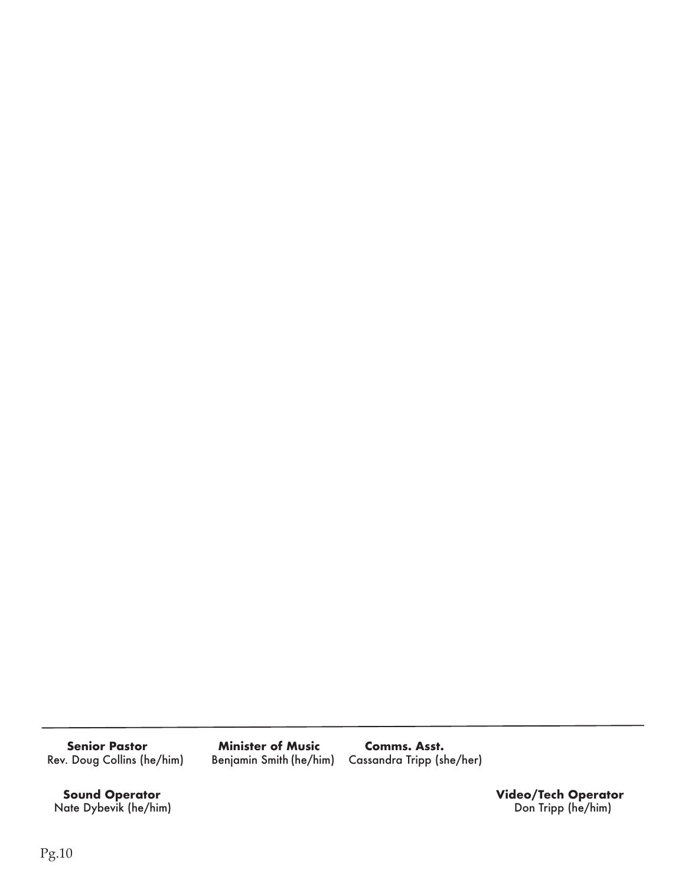---

**Senior Pastor**
Rev. Doug Collins (he/him)

**Minister of Music**
Benjamin Smith (he/him)

**Comms. Asst.**
Cassandra Tripp (she/her)

**Sound Operator**
Nate Dybevik (he/him)

**Video/Tech Operator**
Don Tripp (he/him)